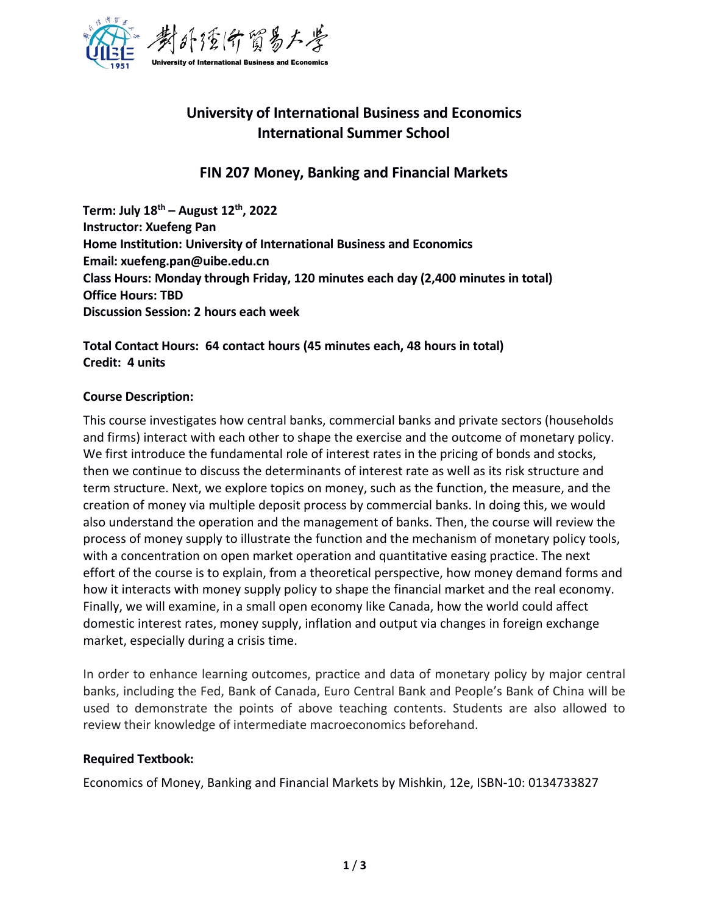# University of International Business and Economics
# International Summer School

## FIN 207 Money, Banking and Financial Markets

**Term: July 18th – August 12th, 2022**
**Instructor: Xuefeng Pan**
**Home Institution: University of International Business and Economics**
**Email: xuefeng.pan@uibe.edu.cn**
**Class Hours: Monday through Friday, 120 minutes each day (2,400 minutes in total)**
**Office Hours: TBD**
**Discussion Session: 2 hours each week**

**Total Contact Hours: 64 contact hours (45 minutes each, 48 hours in total)**
**Credit: 4 units**

### Course Description:

This course investigates how central banks, commercial banks and private sectors (households and firms) interact with each other to shape the exercise and the outcome of monetary policy. We first introduce the fundamental role of interest rates in the pricing of bonds and stocks, then we continue to discuss the determinants of interest rate as well as its risk structure and term structure. Next, we explore topics on money, such as the function, the measure, and the creation of money via multiple deposit process by commercial banks. In doing this, we would also understand the operation and the management of banks. Then, the course will review the process of money supply to illustrate the function and the mechanism of monetary policy tools, with a concentration on open market operation and quantitative easing practice. The next effort of the course is to explain, from a theoretical perspective, how money demand forms and how it interacts with money supply policy to shape the financial market and the real economy. Finally, we will examine, in a small open economy like Canada, how the world could affect domestic interest rates, money supply, inflation and output via changes in foreign exchange market, especially during a crisis time.

In order to enhance learning outcomes, practice and data of monetary policy by major central banks, including the Fed, Bank of Canada, Euro Central Bank and People's Bank of China will be used to demonstrate the points of above teaching contents. Students are also allowed to review their knowledge of intermediate macroeconomics beforehand.

### Required Textbook:

Economics of Money, Banking and Financial Markets by Mishkin, 12e, ISBN-10: 0134733827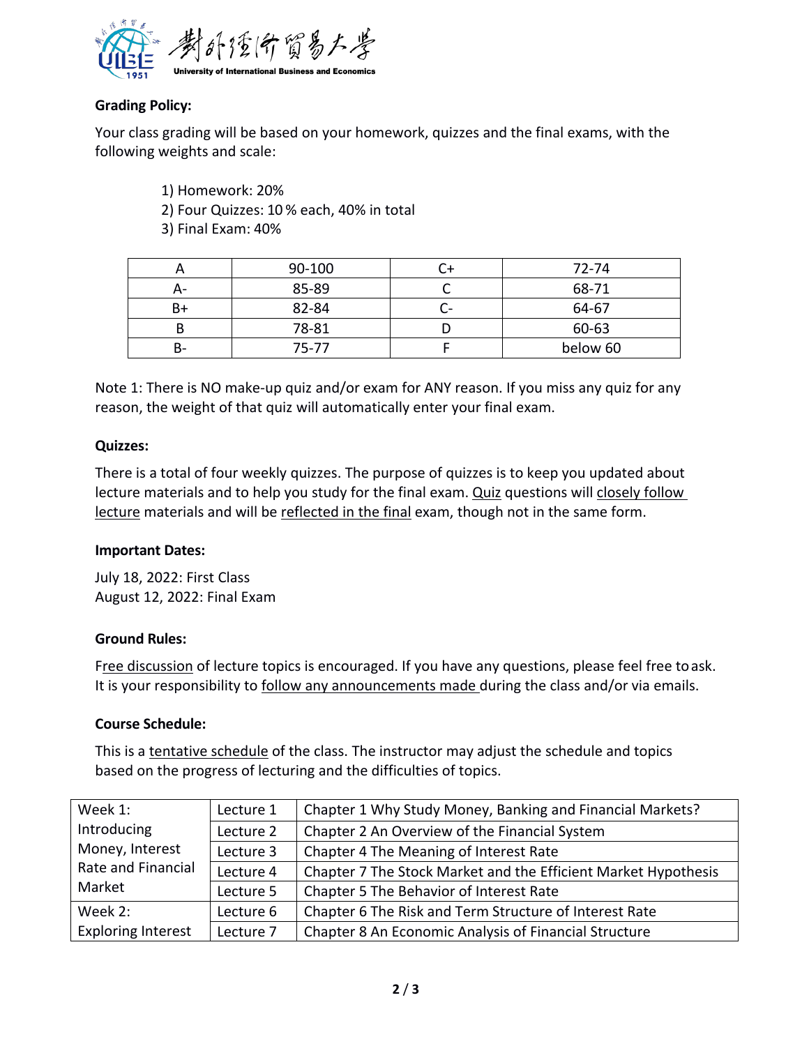**Grading Policy:**

Your class grading will be based on your homework, quizzes and the final exams, with the following weights and scale:

1) Homework: 20%
2) Four Quizzes: 10 % each, 40% in total
3) Final Exam: 40%

| A | 90-100 | C+ | 72-74 |
|---|---|---|---|
| A- | 85-89 | C | 68-71 |
| B+ | 82-84 | C- | 64-67 |
| B | 78-81 | D | 60-63 |
| B- | 75-77 | F | below 60 |

Note 1: There is NO make-up quiz and/or exam for ANY reason. If you miss any quiz for any reason, the weight of that quiz will automatically enter your final exam.

**Quizzes:**

There is a total of four weekly quizzes. The purpose of quizzes is to keep you updated about lecture materials and to help you study for the final exam. Quiz questions will closely follow lecture materials and will be reflected in the final exam, though not in the same form.

**Important Dates:**

July 18, 2022: First Class
August 12, 2022: Final Exam

**Ground Rules:**

Free discussion of lecture topics is encouraged. If you have any questions, please feel free to ask. It is your responsibility to follow any announcements made during the class and/or via emails.

**Course Schedule:**

This is a tentative schedule of the class. The instructor may adjust the schedule and topics based on the progress of lecturing and the difficulties of topics.

| | | |
|---|---|---|
| Week 1: Introducing Money, Interest Rate and Financial Market | Lecture 1 | Chapter 1 Why Study Money, Banking and Financial Markets? |
| | Lecture 2 | Chapter 2 An Overview of the Financial System |
| | Lecture 3 | Chapter 4 The Meaning of Interest Rate |
| | Lecture 4 | Chapter 7 The Stock Market and the Efficient Market Hypothesis |
| | Lecture 5 | Chapter 5 The Behavior of Interest Rate |
| Week 2: Exploring Interest | Lecture 6 | Chapter 6 The Risk and Term Structure of Interest Rate |
| | Lecture 7 | Chapter 8 An Economic Analysis of Financial Structure |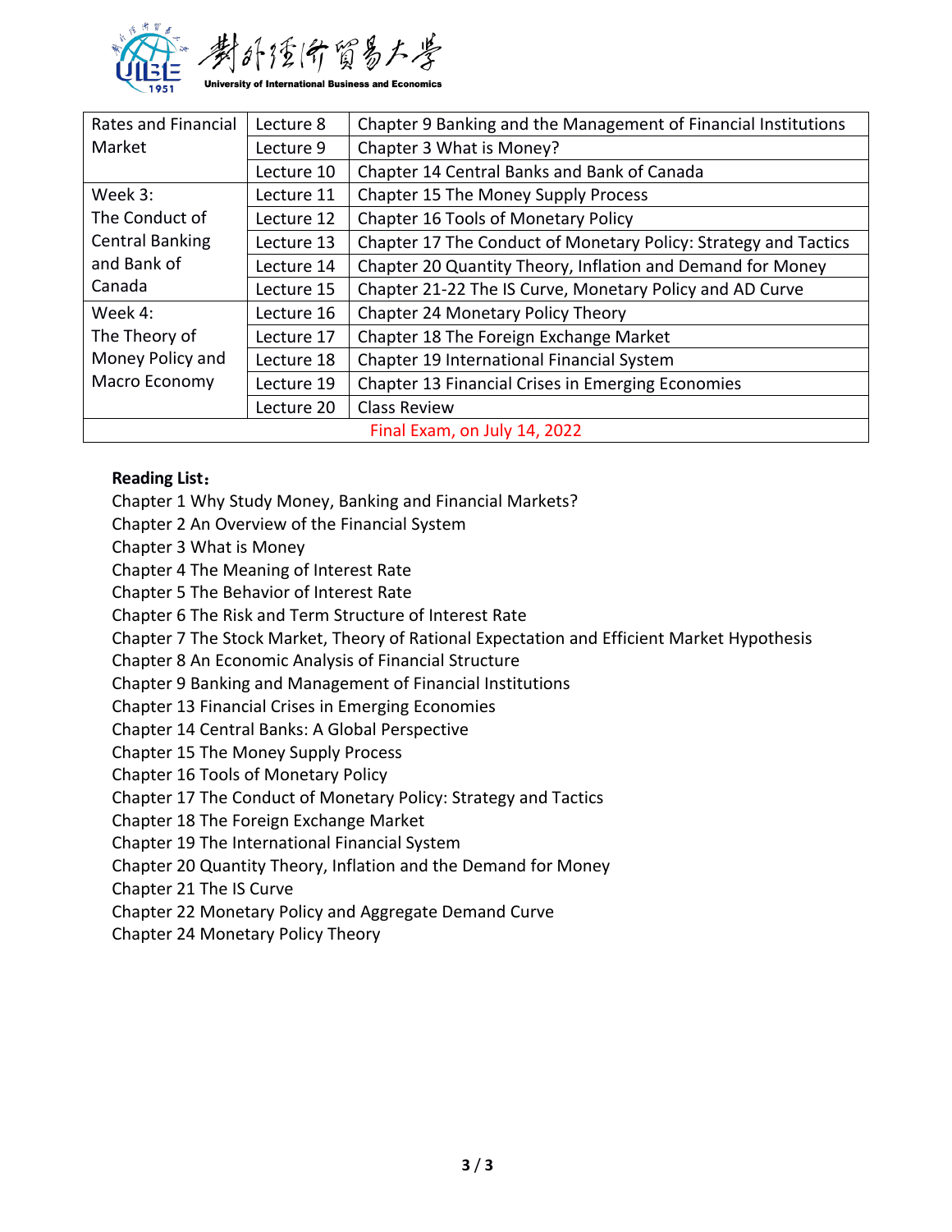| | | |
|---|---|---|
| Rates and Financial Market | Lecture 8 | Chapter 9 Banking and the Management of Financial Institutions |
| | Lecture 9 | Chapter 3 What is Money? |
| | Lecture 10 | Chapter 14 Central Banks and Bank of Canada |
| Week 3: The Conduct of Central Banking and Bank of Canada | Lecture 11 | Chapter 15 The Money Supply Process |
| | Lecture 12 | Chapter 16 Tools of Monetary Policy |
| | Lecture 13 | Chapter 17 The Conduct of Monetary Policy: Strategy and Tactics |
| | Lecture 14 | Chapter 20 Quantity Theory, Inflation and Demand for Money |
| | Lecture 15 | Chapter 21-22 The IS Curve, Monetary Policy and AD Curve |
| Week 4: The Theory of Money Policy and Macro Economy | Lecture 16 | Chapter 24 Monetary Policy Theory |
| | Lecture 17 | Chapter 18 The Foreign Exchange Market |
| | Lecture 18 | Chapter 19 International Financial System |
| | Lecture 19 | Chapter 13 Financial Crises in Emerging Economies |
| | Lecture 20 | Class Review |
| Final Exam, on July 14, 2022 | | |

**Reading List:**

Chapter 1 Why Study Money, Banking and Financial Markets?
Chapter 2 An Overview of the Financial System
Chapter 3 What is Money
Chapter 4 The Meaning of Interest Rate
Chapter 5 The Behavior of Interest Rate
Chapter 6 The Risk and Term Structure of Interest Rate
Chapter 7 The Stock Market, Theory of Rational Expectation and Efficient Market Hypothesis
Chapter 8 An Economic Analysis of Financial Structure
Chapter 9 Banking and Management of Financial Institutions
Chapter 13 Financial Crises in Emerging Economies
Chapter 14 Central Banks: A Global Perspective
Chapter 15 The Money Supply Process
Chapter 16 Tools of Monetary Policy
Chapter 17 The Conduct of Monetary Policy: Strategy and Tactics
Chapter 18 The Foreign Exchange Market
Chapter 19 The International Financial System
Chapter 20 Quantity Theory, Inflation and the Demand for Money
Chapter 21 The IS Curve
Chapter 22 Monetary Policy and Aggregate Demand Curve
Chapter 24 Monetary Policy Theory